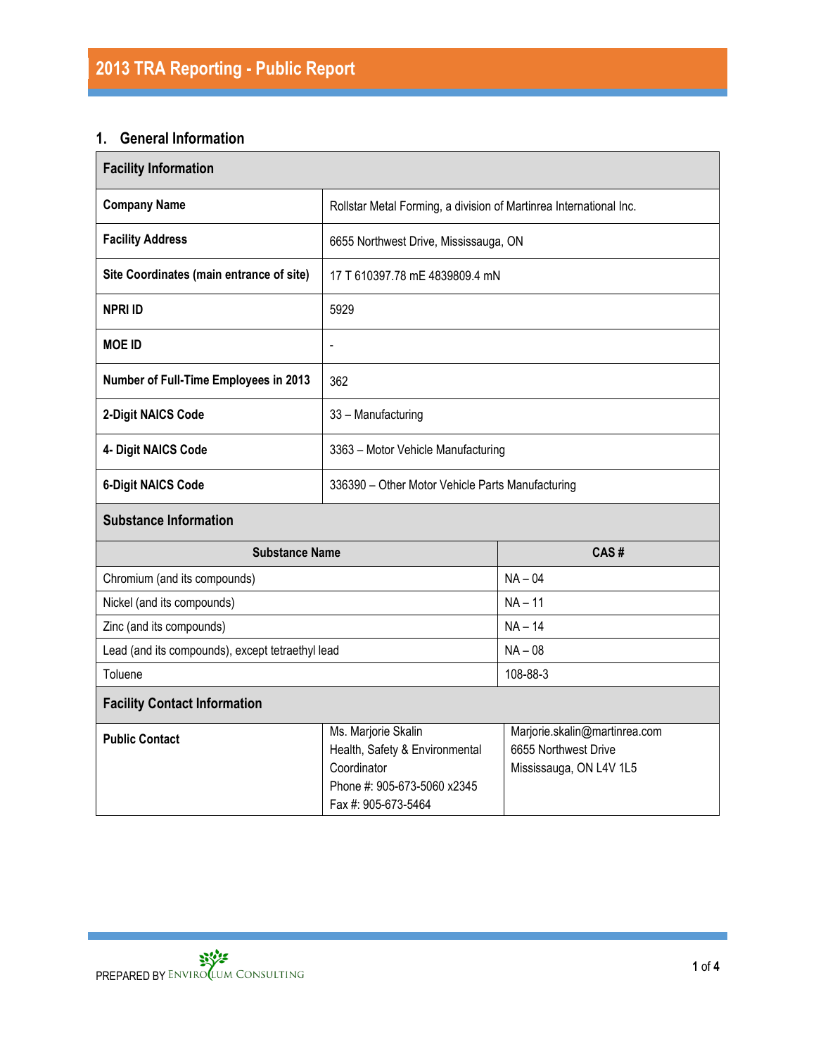# 2013 TRA Reporting - Public Report

## 1. General Information

| Facility Information | |
|---|---|
| **Company Name** | Rollstar Metal Forming, a division of Martinrea International Inc. |
| **Facility Address** | 6655 Northwest Drive, Mississauga, ON |
| **Site Coordinates (main entrance of site)** | 17 T 610397.78 mE 4839809.4 mN |
| **NPRI ID** | 5929 |
| **MOE ID** | - |
| **Number of Full-Time Employees in 2013** | 362 |
| **2-Digit NAICS Code** | 33 – Manufacturing |
| **4- Digit NAICS Code** | 3363 – Motor Vehicle Manufacturing |
| **6-Digit NAICS Code** | 336390 – Other Motor Vehicle Parts Manufacturing |

**Substance Information**

| Substance Name | CAS # |
|---|---|
| Chromium (and its compounds) | NA – 04 |
| Nickel (and its compounds) | NA – 11 |
| Zinc (and its compounds) | NA – 14 |
| Lead (and its compounds), except tetraethyl lead | NA – 08 |
| Toluene | 108-88-3 |

**Facility Contact Information**

| | | |
|---|---|---|
| **Public Contact** | Ms. Marjorie Skalin<br>Health, Safety & Environmental Coordinator<br>Phone #: 905-673-5060 x2345<br>Fax #: 905-673-5464 | Marjorie.skalin@martinrea.com<br>6655 Northwest Drive<br>Mississauga, ON L4V 1L5 |

PREPARED BY ENVIROLUM CONSULTING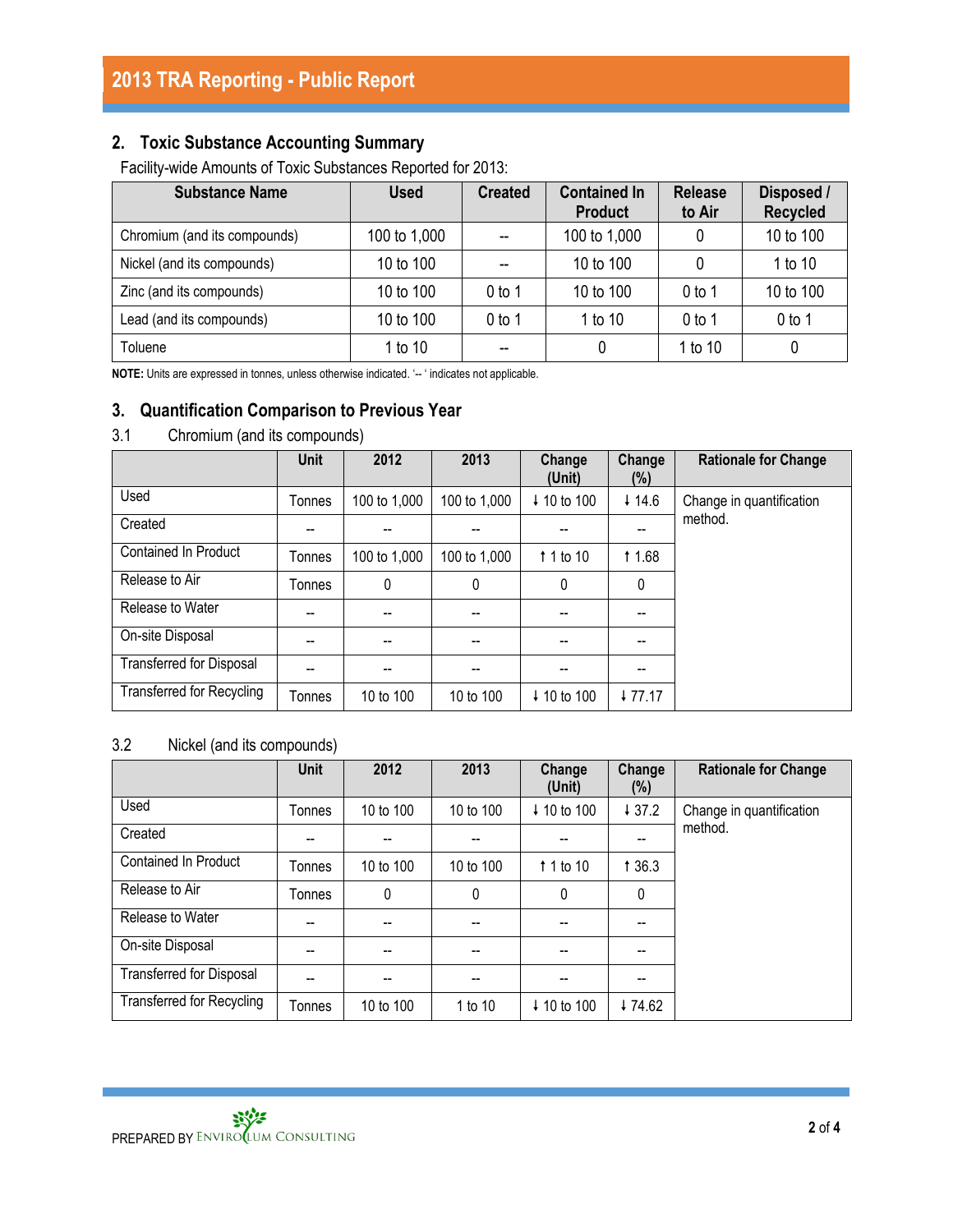## 2. Toxic Substance Accounting Summary

Facility-wide Amounts of Toxic Substances Reported for 2013:

| Substance Name | Used | Created | Contained In Product | Release to Air | Disposed / Recycled |
|---|---|---|---|---|---|
| Chromium (and its compounds) | 100 to 1,000 | -- | 100 to 1,000 | 0 | 10 to 100 |
| Nickel (and its compounds) | 10 to 100 | -- | 10 to 100 | 0 | 1 to 10 |
| Zinc (and its compounds) | 10 to 100 | 0 to 1 | 10 to 100 | 0 to 1 | 10 to 100 |
| Lead (and its compounds) | 10 to 100 | 0 to 1 | 1 to 10 | 0 to 1 | 0 to 1 |
| Toluene | 1 to 10 | -- | 0 | 1 to 10 | 0 |

**NOTE:** Units are expressed in tonnes, unless otherwise indicated. '-- ' indicates not applicable.

## 3. Quantification Comparison to Previous Year

### 3.1 Chromium (and its compounds)

| | Unit | 2012 | 2013 | Change (Unit) | Change (%) | Rationale for Change |
|---|---|---|---|---|---|---|
| Used | Tonnes | 100 to 1,000 | 100 to 1,000 | ↓ 10 to 100 | ↓ 14.6 | Change in quantification method. |
| Created | -- | -- | -- | -- | -- | |
| Contained In Product | Tonnes | 100 to 1,000 | 100 to 1,000 | ↑ 1 to 10 | ↑ 1.68 | |
| Release to Air | Tonnes | 0 | 0 | 0 | 0 | |
| Release to Water | -- | -- | -- | -- | -- | |
| On-site Disposal | -- | -- | -- | -- | -- | |
| Transferred for Disposal | -- | -- | -- | -- | -- | |
| Transferred for Recycling | Tonnes | 10 to 100 | 10 to 100 | ↓ 10 to 100 | ↓ 77.17 | |

### 3.2 Nickel (and its compounds)

| | Unit | 2012 | 2013 | Change (Unit) | Change (%) | Rationale for Change |
|---|---|---|---|---|---|---|
| Used | Tonnes | 10 to 100 | 10 to 100 | ↓ 10 to 100 | ↓ 37.2 | Change in quantification method. |
| Created | -- | -- | -- | -- | -- | |
| Contained In Product | Tonnes | 10 to 100 | 10 to 100 | ↑ 1 to 10 | ↑ 36.3 | |
| Release to Air | Tonnes | 0 | 0 | 0 | 0 | |
| Release to Water | -- | -- | -- | -- | -- | |
| On-site Disposal | -- | -- | -- | -- | -- | |
| Transferred for Disposal | -- | -- | -- | -- | -- | |
| Transferred for Recycling | Tonnes | 10 to 100 | 1 to 10 | ↓ 10 to 100 | ↓ 74.62 | |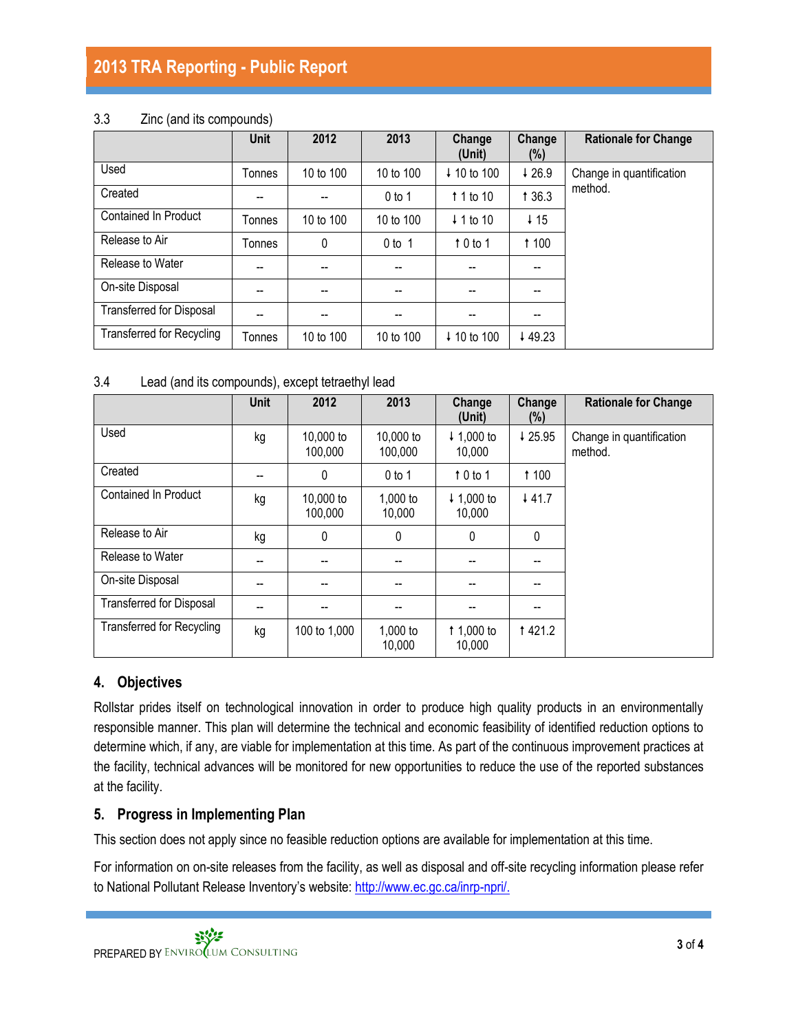### 3.3 Zinc (and its compounds)

| | Unit | 2012 | 2013 | Change (Unit) | Change (%) | Rationale for Change |
|---|---|---|---|---|---|---|
| Used | Tonnes | 10 to 100 | 10 to 100 | ↓ 10 to 100 | ↓ 26.9 | Change in quantification method. |
| Created | -- | -- | 0 to 1 | ↑ 1 to 10 | ↑ 36.3 | |
| Contained In Product | Tonnes | 10 to 100 | 10 to 100 | ↓ 1 to 10 | ↓ 15 | |
| Release to Air | Tonnes | 0 | 0 to 1 | ↑ 0 to 1 | ↑ 100 | |
| Release to Water | -- | -- | -- | -- | -- | |
| On-site Disposal | -- | -- | -- | -- | -- | |
| Transferred for Disposal | -- | -- | -- | -- | -- | |
| Transferred for Recycling | Tonnes | 10 to 100 | 10 to 100 | ↓ 10 to 100 | ↓ 49.23 | |

### 3.4 Lead (and its compounds), except tetraethyl lead

| | Unit | 2012 | 2013 | Change (Unit) | Change (%) | Rationale for Change |
|---|---|---|---|---|---|---|
| Used | kg | 10,000 to 100,000 | 10,000 to 100,000 | ↓ 1,000 to 10,000 | ↓ 25.95 | Change in quantification method. |
| Created | -- | 0 | 0 to 1 | ↑ 0 to 1 | ↑ 100 | |
| Contained In Product | kg | 10,000 to 100,000 | 1,000 to 10,000 | ↓ 1,000 to 10,000 | ↓ 41.7 | |
| Release to Air | kg | 0 | 0 | 0 | 0 | |
| Release to Water | -- | -- | -- | -- | -- | |
| On-site Disposal | -- | -- | -- | -- | -- | |
| Transferred for Disposal | -- | -- | -- | -- | -- | |
| Transferred for Recycling | kg | 100 to 1,000 | 1,000 to 10,000 | ↑ 1,000 to 10,000 | ↑ 421.2 | |

## 4. Objectives

Rollstar prides itself on technological innovation in order to produce high quality products in an environmentally responsible manner. This plan will determine the technical and economic feasibility of identified reduction options to determine which, if any, are viable for implementation at this time. As part of the continuous improvement practices at the facility, technical advances will be monitored for new opportunities to reduce the use of the reported substances at the facility.

## 5. Progress in Implementing Plan

This section does not apply since no feasible reduction options are available for implementation at this time.

For information on on-site releases from the facility, as well as disposal and off-site recycling information please refer to National Pollutant Release Inventory's website: [http://www.ec.gc.ca/inrp-npri/.](http://www.ec.gc.ca/inrp-npri/)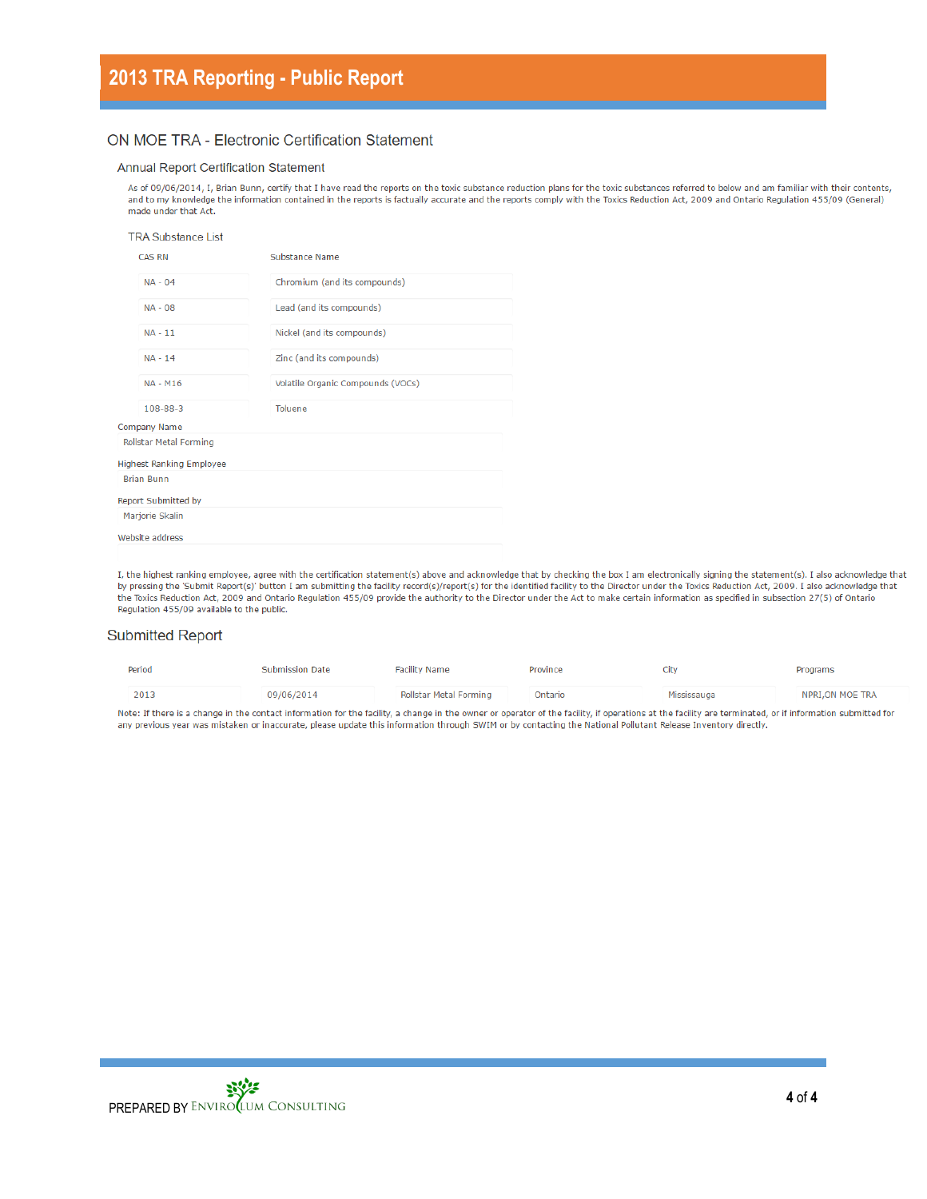# 2013 TRA Reporting - Public Report

## ON MOE TRA - Electronic Certification Statement

### Annual Report Certification Statement

As of 09/06/2014, I, Brian Bunn, certify that I have read the reports on the toxic substance reduction plans for the toxic substances referred to below and am familiar with their contents, and to my knowledge the information contained in the reports is factually accurate and the reports comply with the Toxics Reduction Act, 2009 and Ontario Regulation 455/09 (General) made under that Act.

#### TRA Substance List

| CAS RN | Substance Name |
|---|---|
| NA - 04 | Chromium (and its compounds) |
| NA - 08 | Lead (and its compounds) |
| NA - 11 | Nickel (and its compounds) |
| NA - 14 | Zinc (and its compounds) |
| NA - M16 | Volatile Organic Compounds (VOCs) |
| 108-88-3 | Toluene |

Company Name

Rollstar Metal Forming

Highest Ranking Employee

Brian Bunn

Report Submitted by

Marjorie Skalin

Website address

I, the highest ranking employee, agree with the certification statement(s) above and acknowledge that by checking the box I am electronically signing the statement(s). I also acknowledge that by pressing the 'Submit Report(s)' button I am submitting the facility record(s)/report(s) for the identified facility to the Director under the Toxics Reduction Act, 2009. I also acknowledge that the Toxics Reduction Act, 2009 and Ontario Regulation 455/09 provide the authority to the Director under the Act to make certain information as specified in subsection 27(5) of Ontario Regulation 455/09 available to the public.

## Submitted Report

| Period | Submission Date | Facility Name | Province | City | Programs |
|---|---|---|---|---|---|
| 2013 | 09/06/2014 | Rollstar Metal Forming | Ontario | Mississauga | NPRI,ON MOE TRA |

Note: If there is a change in the contact information for the facility, a change in the owner or operator of the facility, if operations at the facility are terminated, or if information submitted for any previous year was mistaken or inaccurate, please update this information through SWIM or by contacting the National Pollutant Release Inventory directly.

PREPARED BY ENVIROCULUM CONSULTING